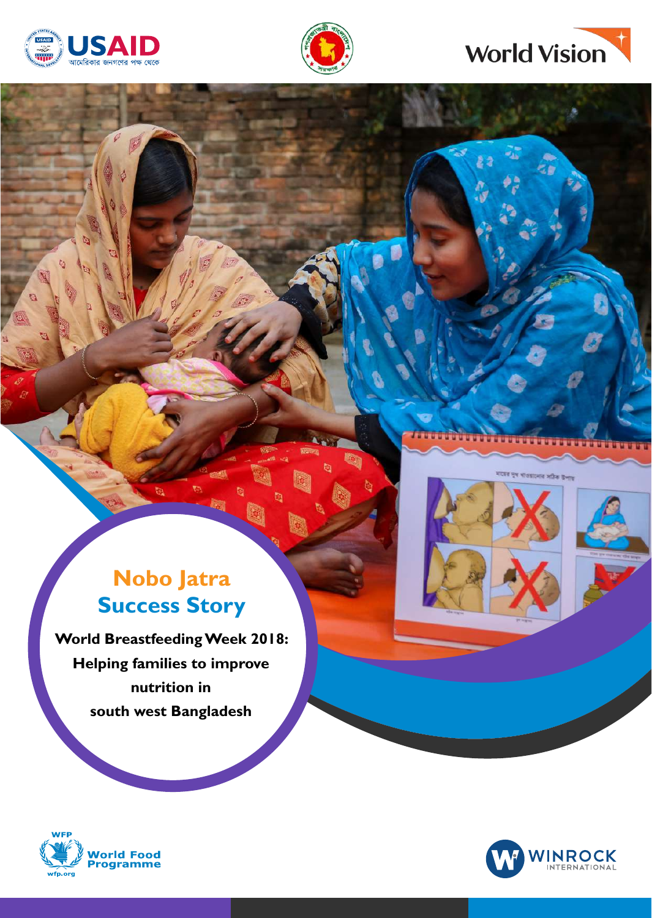# Nobo Jatra
## Success Story

**World Breastfeeding Week 2018: Helping families to improve nutrition in south west Bangladesh**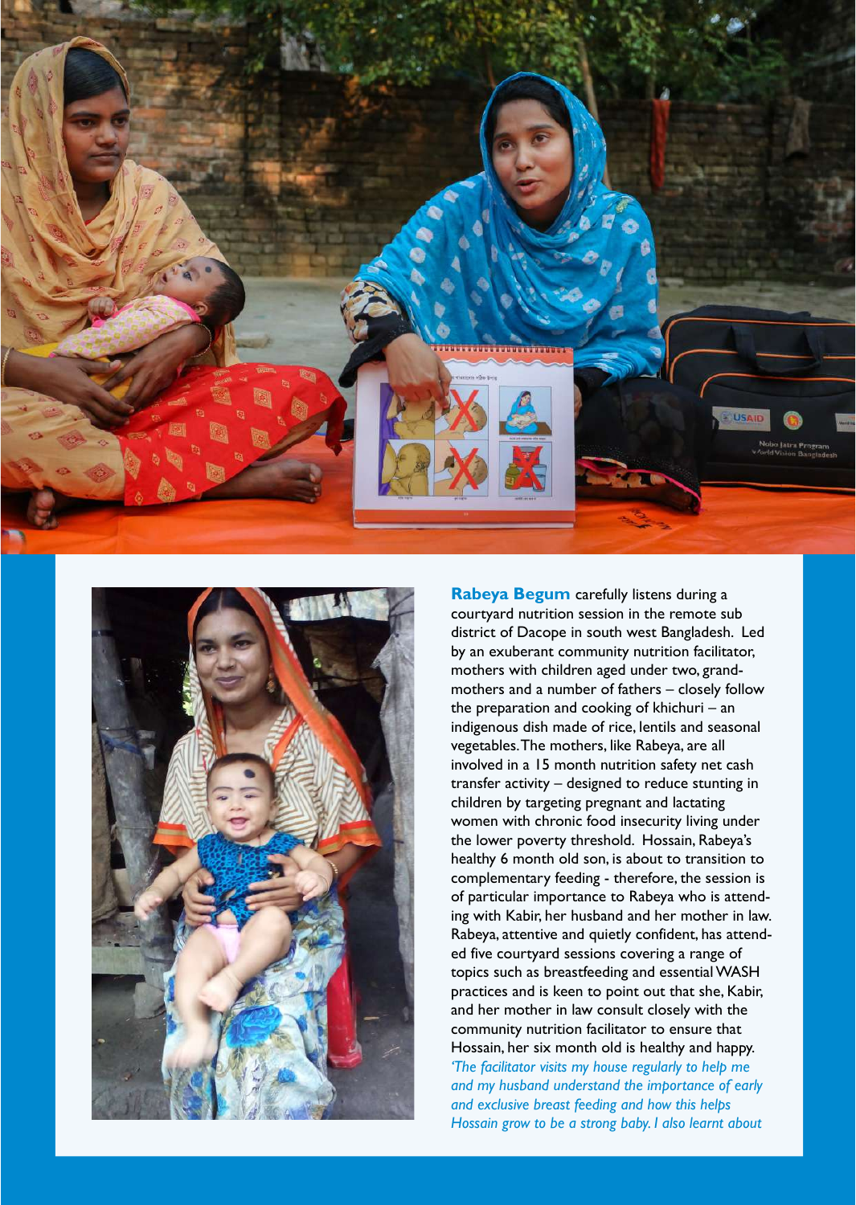**Rabeya Begum** carefully listens during a courtyard nutrition session in the remote sub district of Dacope in south west Bangladesh. Led by an exuberant community nutrition facilitator, mothers with children aged under two, grand-mothers and a number of fathers – closely follow the preparation and cooking of khichuri – an indigenous dish made of rice, lentils and seasonal vegetables. The mothers, like Rabeya, are all involved in a 15 month nutrition safety net cash transfer activity – designed to reduce stunting in children by targeting pregnant and lactating women with chronic food insecurity living under the lower poverty threshold. Hossain, Rabeya's healthy 6 month old son, is about to transition to complementary feeding - therefore, the session is of particular importance to Rabeya who is attending with Kabir, her husband and her mother in law. Rabeya, attentive and quietly confident, has attended five courtyard sessions covering a range of topics such as breastfeeding and essential WASH practices and is keen to point out that she, Kabir, and her mother in law consult closely with the community nutrition facilitator to ensure that Hossain, her six month old is healthy and happy. *'The facilitator visits my house regularly to help me and my husband understand the importance of early and exclusive breast feeding and how this helps Hossain grow to be a strong baby. I also learnt about*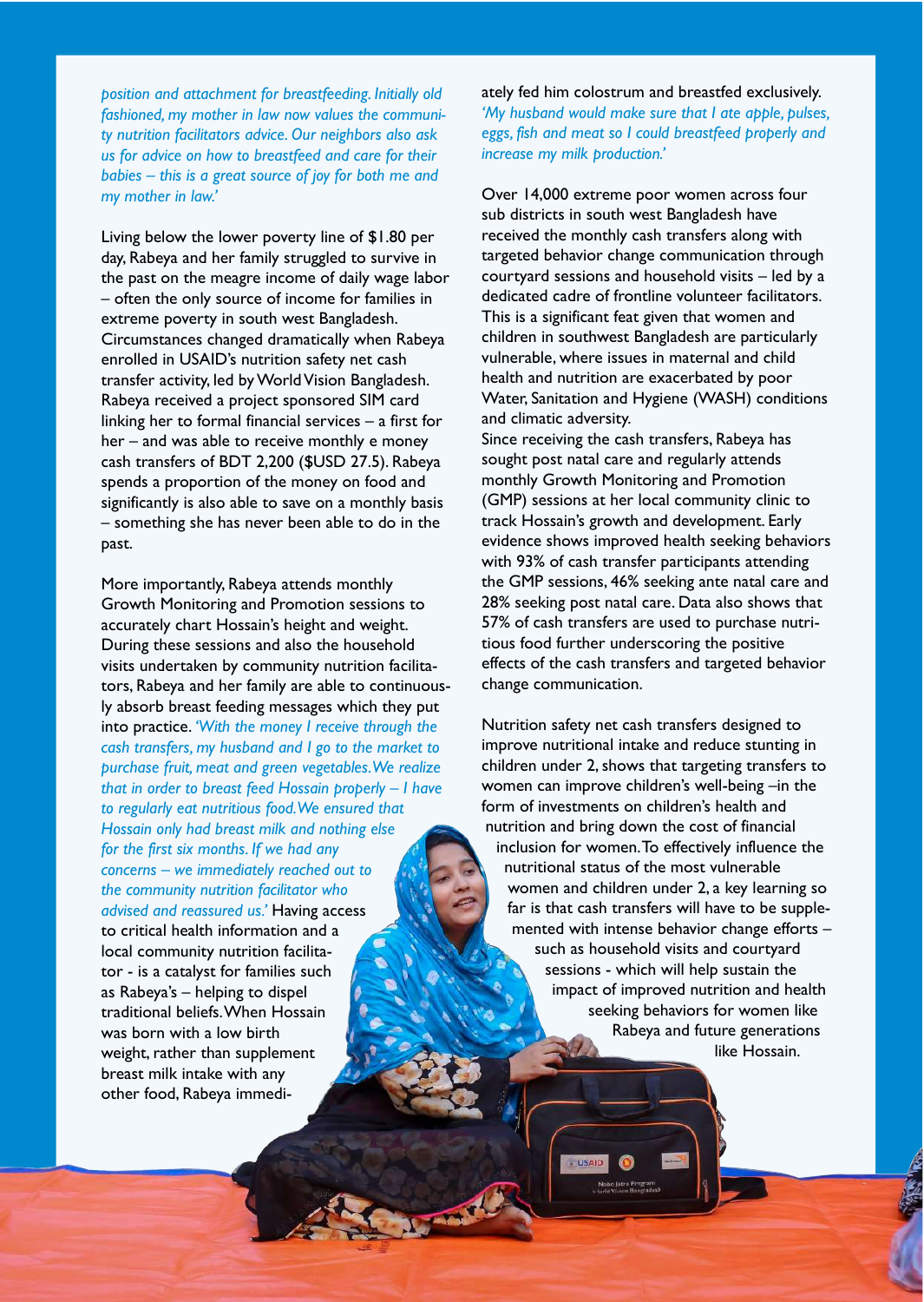*position and attachment for breastfeeding. Initially old fashioned, my mother in law now values the community nutrition facilitators advice. Our neighbors also ask us for advice on how to breastfeed and care for their babies – this is a great source of joy for both me and my mother in law.'*

Living below the lower poverty line of $1.80 per day, Rabeya and her family struggled to survive in the past on the meagre income of daily wage labor – often the only source of income for families in extreme poverty in south west Bangladesh. Circumstances changed dramatically when Rabeya enrolled in USAID's nutrition safety net cash transfer activity, led by World Vision Bangladesh. Rabeya received a project sponsored SIM card linking her to formal financial services – a first for her – and was able to receive monthly e money cash transfers of BDT 2,200 ($USD 27.5). Rabeya spends a proportion of the money on food and significantly is also able to save on a monthly basis – something she has never been able to do in the past.

More importantly, Rabeya attends monthly Growth Monitoring and Promotion sessions to accurately chart Hossain's height and weight. During these sessions and also the household visits undertaken by community nutrition facilitators, Rabeya and her family are able to continuously absorb breast feeding messages which they put into practice. *'With the money I receive through the cash transfers, my husband and I go to the market to purchase fruit, meat and green vegetables. We realize that in order to breast feed Hossain properly – I have to regularly eat nutritious food. We ensured that Hossain only had breast milk and nothing else for the first six months. If we had any concerns – we immediately reached out to the community nutrition facilitator who advised and reassured us.'* Having access to critical health information and a local community nutrition facilitator - is a catalyst for families such as Rabeya's – helping to dispel traditional beliefs. When Hossain was born with a low birth weight, rather than supplement breast milk intake with any other food, Rabeya immediately fed him colostrum and breastfed exclusively. *'My husband would make sure that I ate apple, pulses, eggs, fish and meat so I could breastfeed properly and increase my milk production.'*

Over 14,000 extreme poor women across four sub districts in south west Bangladesh have received the monthly cash transfers along with targeted behavior change communication through courtyard sessions and household visits – led by a dedicated cadre of frontline volunteer facilitators. This is a significant feat given that women and children in southwest Bangladesh are particularly vulnerable, where issues in maternal and child health and nutrition are exacerbated by poor Water, Sanitation and Hygiene (WASH) conditions and climatic adversity.

Since receiving the cash transfers, Rabeya has sought post natal care and regularly attends monthly Growth Monitoring and Promotion (GMP) sessions at her local community clinic to track Hossain's growth and development. Early evidence shows improved health seeking behaviors with 93% of cash transfer participants attending the GMP sessions, 46% seeking ante natal care and 28% seeking post natal care. Data also shows that 57% of cash transfers are used to purchase nutritious food further underscoring the positive effects of the cash transfers and targeted behavior change communication.

Nutrition safety net cash transfers designed to improve nutritional intake and reduce stunting in children under 2, shows that targeting transfers to women can improve children's well-being –in the form of investments on children's health and nutrition and bring down the cost of financial inclusion for women. To effectively influence the nutritional status of the most vulnerable women and children under 2, a key learning so far is that cash transfers will have to be supplemented with intense behavior change efforts – such as household visits and courtyard sessions - which will help sustain the impact of improved nutrition and health seeking behaviors for women like Rabeya and future generations like Hossain.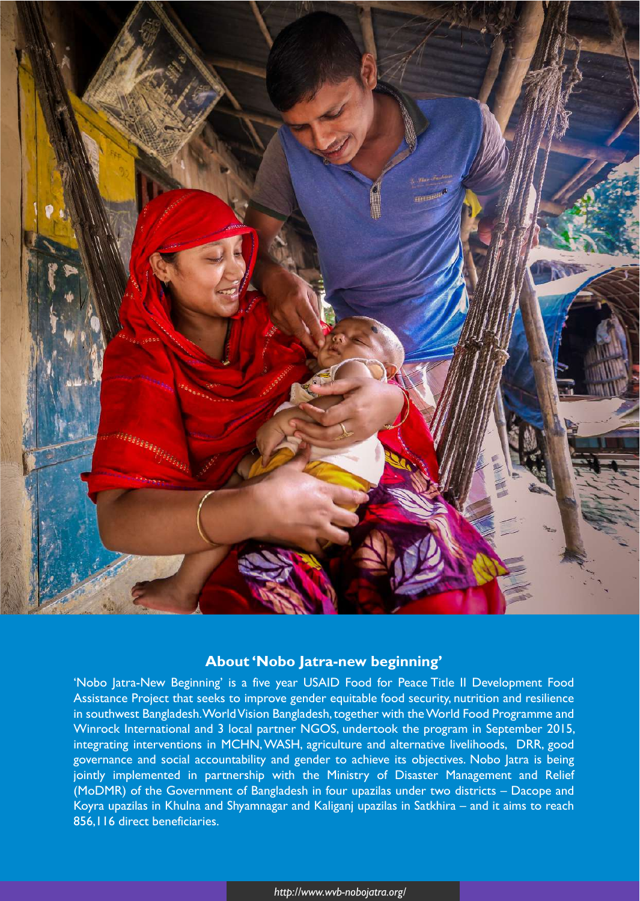## About 'Nobo Jatra-new beginning'

'Nobo Jatra-New Beginning' is a five year USAID Food for Peace Title II Development Food Assistance Project that seeks to improve gender equitable food security, nutrition and resilience in southwest Bangladesh. World Vision Bangladesh, together with the World Food Programme and Winrock International and 3 local partner NGOS, undertook the program in September 2015, integrating interventions in MCHN, WASH, agriculture and alternative livelihoods, DRR, good governance and social accountability and gender to achieve its objectives. Nobo Jatra is being jointly implemented in partnership with the Ministry of Disaster Management and Relief (MoDMR) of the Government of Bangladesh in four upazilas under two districts – Dacope and Koyra upazilas in Khulna and Shyamnagar and Kaliganj upazilas in Satkhira – and it aims to reach 856,116 direct beneficiaries.

*http://www.wvb-nobojatra.org/*